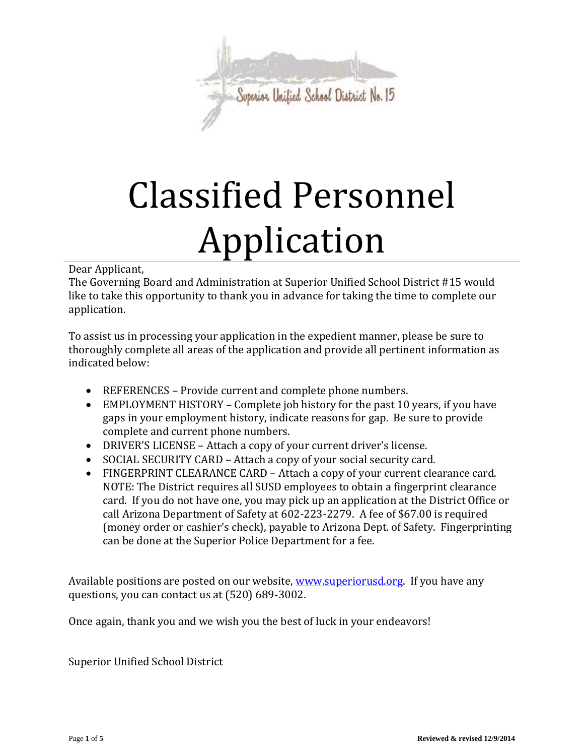Superior Unified School District No. 15

# Classified Personnel Application

Dear Applicant,
The Governing Board and Administration at Superior Unified School District #15 would like to take this opportunity to thank you in advance for taking the time to complete our application.

To assist us in processing your application in the expedient manner, please be sure to thoroughly complete all areas of the application and provide all pertinent information as indicated below:

- REFERENCES – Provide current and complete phone numbers.
- EMPLOYMENT HISTORY – Complete job history for the past 10 years, if you have gaps in your employment history, indicate reasons for gap. Be sure to provide complete and current phone numbers.
- DRIVER'S LICENSE – Attach a copy of your current driver's license.
- SOCIAL SECURITY CARD – Attach a copy of your social security card.
- FINGERPRINT CLEARANCE CARD – Attach a copy of your current clearance card. NOTE: The District requires all SUSD employees to obtain a fingerprint clearance card. If you do not have one, you may pick up an application at the District Office or call Arizona Department of Safety at 602-223-2279. A fee of $67.00 is required (money order or cashier's check), payable to Arizona Dept. of Safety. Fingerprinting can be done at the Superior Police Department for a fee.

Available positions are posted on our website, [www.superiorusd.org](http://www.superiorusd.org). If you have any questions, you can contact us at (520) 689-3002.

Once again, thank you and we wish you the best of luck in your endeavors!

Superior Unified School District

Reviewed & revised 12/9/2014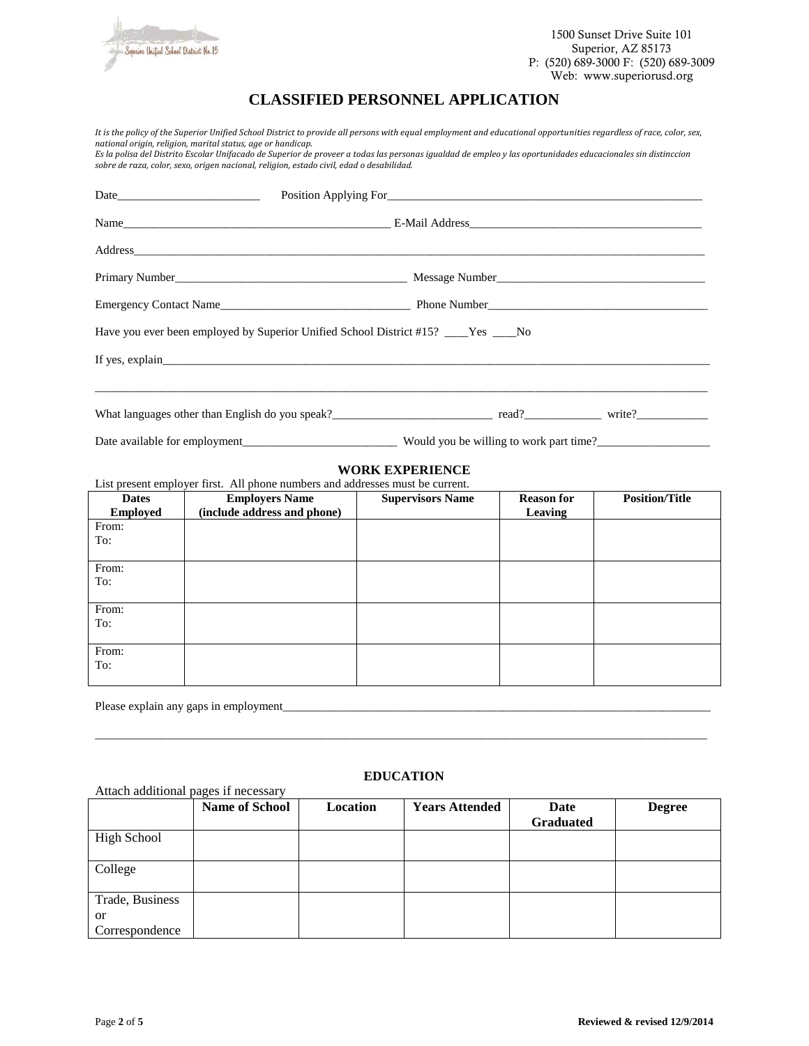1500 Sunset Drive Suite 101
Superior, AZ 85173
P: (520) 689-3000 F: (520) 689-3009
Web: www.superiorusd.org

# CLASSIFIED PERSONNEL APPLICATION

*It is the policy of the Superior Unified School District to provide all persons with equal employment and educational opportunities regardless of race, color, sex, national origin, religion, marital status, age or handicap.*
*Es la polisa del Distrito Escolar Unifacado de Superior de proveer a todas las personas igualdad de empleo y las oportunidades educacionales sin distinccion sobre de raza, color, sexo, origen nacional, religion, estado civil, edad o desabilidad.*

Date________________________ Position Applying For________________________________________________________

Name_______________________________________________ E-Mail Address________________________________________

Address____________________________________________________________________________________________________

Primary Number________________________________________ Message Number___________________________________

Emergency Contact Name________________________________ Phone Number______________________________________

Have you ever been employed by Superior Unified School District #15? ____Yes ____No

If yes, explain______________________________________________________________________________________________

____________________________________________________________________________________________________________

What languages other than English do you speak?___________________________ read?_____________ write?____________

Date available for employment__________________________ Would you be willing to work part time?___________________

## WORK EXPERIENCE

List present employer first. All phone numbers and addresses must be current.

| Dates Employed | Employers Name (include address and phone) | Supervisors Name | Reason for Leaving | Position/Title |
|---|---|---|---|---|
| From:<br>To: | | | | |
| From:<br>To: | | | | |
| From:<br>To: | | | | |
| From:<br>To: | | | | |

Please explain any gaps in employment_____________________________________________________________________________

____________________________________________________________________________________________________________

## EDUCATION

Attach additional pages if necessary

| | Name of School | Location | Years Attended | Date Graduated | Degree |
|---|---|---|---|---|---|
| High School | | | | | |
| College | | | | | |
| Trade, Business or Correspondence | | | | | |

Reviewed & revised 12/9/2014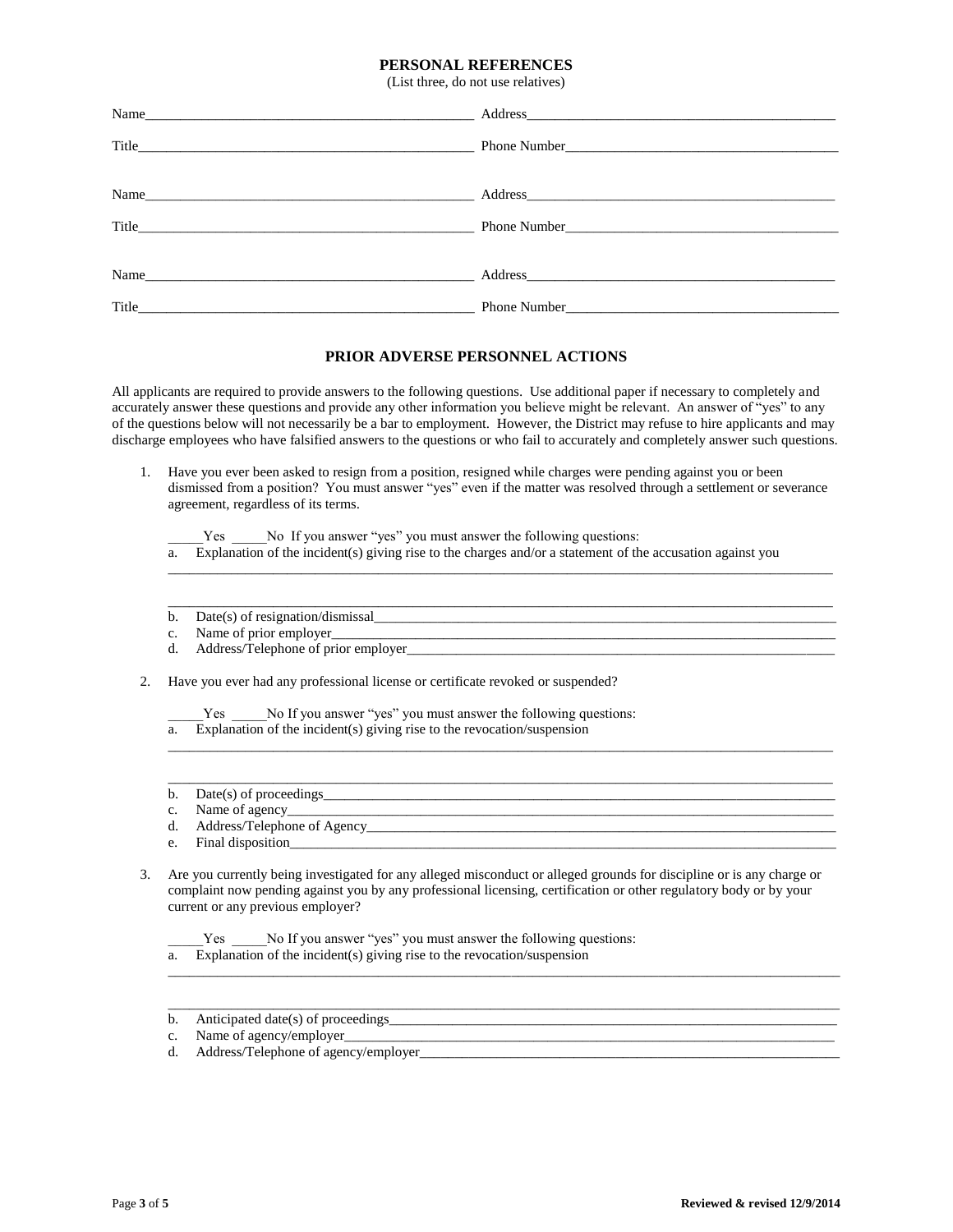## PERSONAL REFERENCES

(List three, do not use relatives)

Name_______________________________________________ Address____________________________________________

Title_______________________________________________ Phone Number______________________________________

Name_______________________________________________ Address____________________________________________

Title_______________________________________________ Phone Number______________________________________

Name_______________________________________________ Address____________________________________________

Title_______________________________________________ Phone Number______________________________________

## PRIOR ADVERSE PERSONNEL ACTIONS

All applicants are required to provide answers to the following questions. Use additional paper if necessary to completely and accurately answer these questions and provide any other information you believe might be relevant. An answer of "yes" to any of the questions below will not necessarily be a bar to employment. However, the District may refuse to hire applicants and may discharge employees who have falsified answers to the questions or who fail to accurately and completely answer such questions.

1. Have you ever been asked to resign from a position, resigned while charges were pending against you or been dismissed from a position? You must answer "yes" even if the matter was resolved through a settlement or severance agreement, regardless of its terms.

   _____Yes _____No If you answer "yes" you must answer the following questions:

   a. Explanation of the incident(s) giving rise to the charges and/or a statement of the accusation against you

   ____________________________________________________________________________________________

   ____________________________________________________________________________________________

   b. Date(s) of resignation/dismissal______________________________________________________________
   c. Name of prior employer_____________________________________________________________________
   d. Address/Telephone of prior employer_________________________________________________________

2. Have you ever had any professional license or certificate revoked or suspended?

   _____Yes _____No If you answer "yes" you must answer the following questions:

   a. Explanation of the incident(s) giving rise to the revocation/suspension

   ____________________________________________________________________________________________

   ____________________________________________________________________________________________

   b. Date(s) of proceedings_____________________________________________________________________
   c. Name of agency___________________________________________________________________________
   d. Address/Telephone of Agency________________________________________________________________
   e. Final disposition__________________________________________________________________________

3. Are you currently being investigated for any alleged misconduct or alleged grounds for discipline or is any charge or complaint now pending against you by any professional licensing, certification or other regulatory body or by your current or any previous employer?

   _____Yes _____No If you answer "yes" you must answer the following questions:

   a. Explanation of the incident(s) giving rise to the revocation/suspension

   ____________________________________________________________________________________________

   ____________________________________________________________________________________________

   b. Anticipated date(s) of proceedings___________________________________________________________
   c. Name of agency/employer___________________________________________________________________
   d. Address/Telephone of agency/employer_______________________________________________________

Reviewed & revised 12/9/2014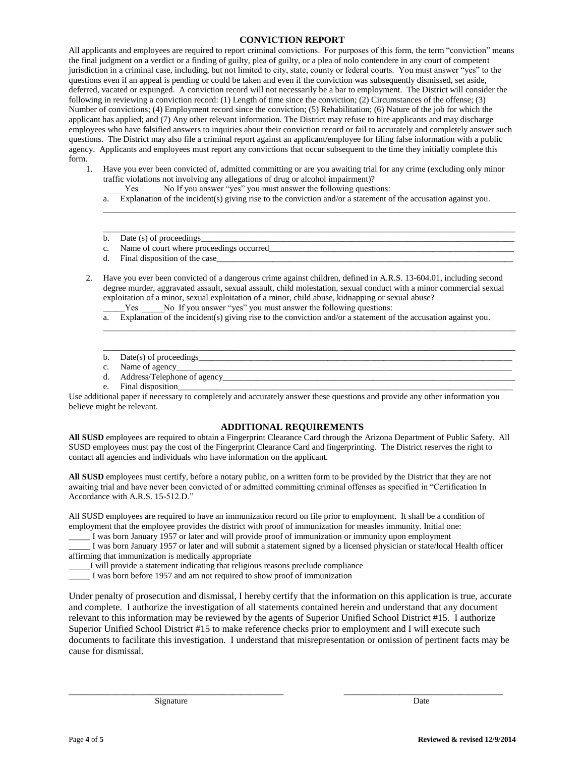## CONVICTION REPORT

All applicants and employees are required to report criminal convictions. For purposes of this form, the term "conviction" means the final judgment on a verdict or a finding of guilty, plea of guilty, or a plea of nolo contendere in any court of competent jurisdiction in a criminal case, including, but not limited to city, state, county or federal courts. You must answer "yes" to the questions even if an appeal is pending or could be taken and even if the conviction was subsequently dismissed, set aside, deferred, vacated or expunged. A conviction record will not necessarily be a bar to employment. The District will consider the following in reviewing a conviction record: (1) Length of time since the conviction; (2) Circumstances of the offense; (3) Number of convictions; (4) Employment record since the conviction; (5) Rehabilitation; (6) Nature of the job for which the applicant has applied; and (7) Any other relevant information. The District may refuse to hire applicants and may discharge employees who have falsified answers to inquiries about their conviction record or fail to accurately and completely answer such questions. The District may also file a criminal report against an applicant/employee for filing false information with a public agency. Applicants and employees must report any convictions that occur subsequent to the time they initially complete this form.

1. Have you ever been convicted of, admitted committing or are you awaiting trial for any crime (excluding only minor traffic violations not involving any allegations of drug or alcohol impairment)?

   _____Yes _____No If you answer "yes" you must answer the following questions:

   a. Explanation of the incident(s) giving rise to the conviction and/or a statement of the accusation against you.

   ______________________________________________________________________________

   ______________________________________________________________________________

   b. Date (s) of proceedings______________________________________________________
   c. Name of court where proceedings occurred_______________________________________
   d. Final disposition of the case__________________________________________________

2. Have you ever been convicted of a dangerous crime against children, defined in A.R.S. 13-604.01, including second degree murder, aggravated assault, sexual assault, child molestation, sexual conduct with a minor commercial sexual exploitation of a minor, sexual exploitation of a minor, child abuse, kidnapping or sexual abuse?

   _____Yes _____No If you answer "yes" you must answer the following questions:

   a. Explanation of the incident(s) giving rise to the conviction and/or a statement of the accusation against you.

   ______________________________________________________________________________

   ______________________________________________________________________________

   b. Date(s) of proceedings______________________________________________________
   c. Name of agency___________________________________________________________
   d. Address/Telephone of agency________________________________________________
   e. Final disposition___________________________________________________________

Use additional paper if necessary to completely and accurately answer these questions and provide any other information you believe might be relevant.

## ADDITIONAL REQUIREMENTS

**All SUSD** employees are required to obtain a Fingerprint Clearance Card through the Arizona Department of Public Safety. All SUSD employees must pay the cost of the Fingerprint Clearance Card and fingerprinting. The District reserves the right to contact all agencies and individuals who have information on the applicant.

**All SUSD** employees must certify, before a notary public, on a written form to be provided by the District that they are not awaiting trial and have never been convicted of or admitted committing criminal offenses as specified in "Certification In Accordance with A.R.S. 15-512.D."

All SUSD employees are required to have an immunization record on file prior to employment. It shall be a condition of employment that the employee provides the district with proof of immunization for measles immunity. Initial one:

_____ I was born January 1957 or later and will provide proof of immunization or immunity upon employment

_____ I was born January 1957 or later and will submit a statement signed by a licensed physician or state/local Health officer affirming that immunization is medically appropriate

_____I will provide a statement indicating that religious reasons preclude compliance

_____ I was born before 1957 and am not required to show proof of immunization

Under penalty of prosecution and dismissal, I hereby certify that the information on this application is true, accurate and complete. I authorize the investigation of all statements contained herein and understand that any document relevant to this information may be reviewed by the agents of Superior Unified School District #15. I authorize Superior Unified School District #15 to make reference checks prior to employment and I will execute such documents to facilitate this investigation. I understand that misrepresentation or omission of pertinent facts may be cause for dismissal.

______________________________________ ______________________________

Signature Date

Reviewed & revised 12/9/2014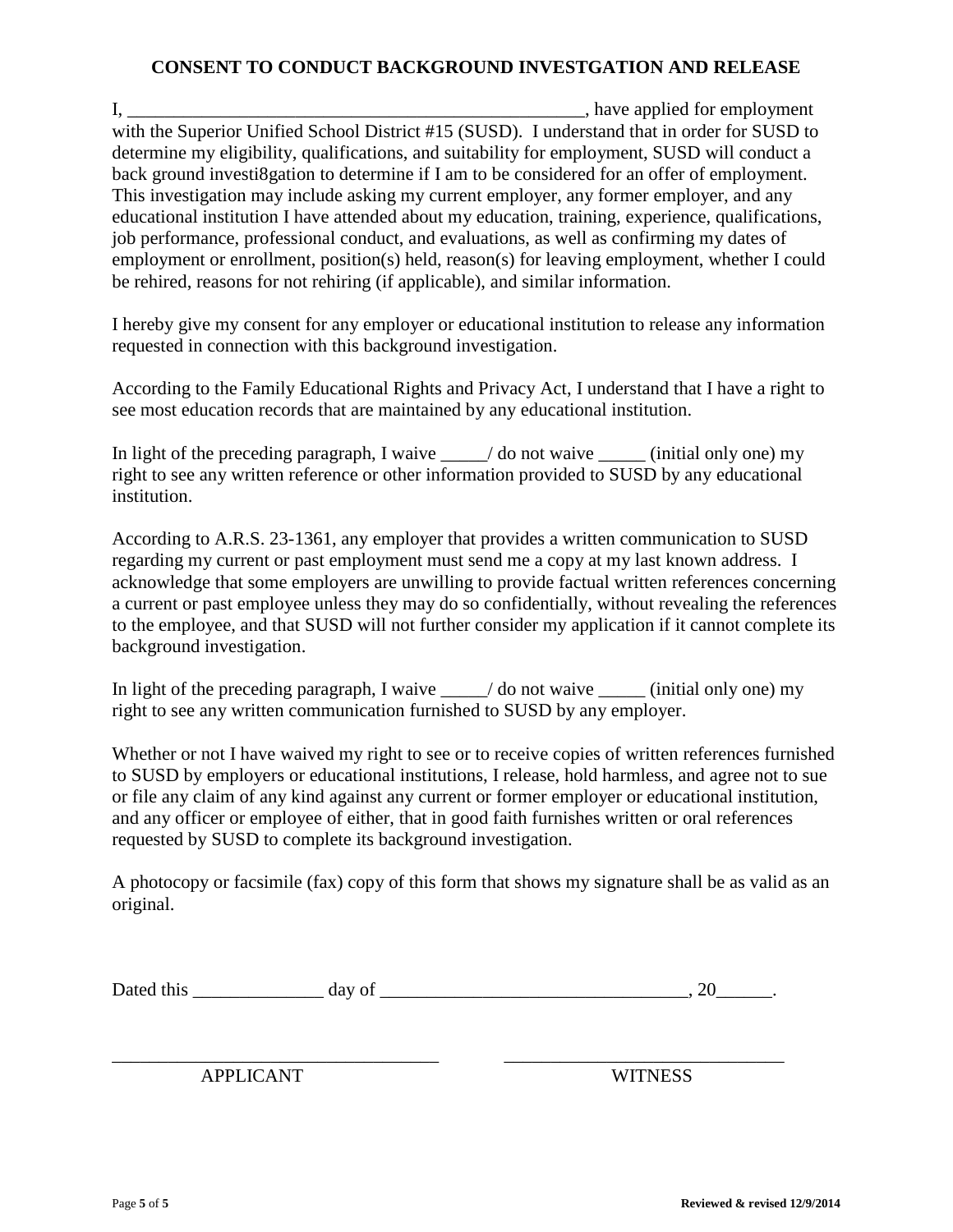**CONSENT TO CONDUCT BACKGROUND INVESTGATION AND RELEASE**

I, \_\_\_\_\_\_\_\_\_\_\_\_\_\_\_\_\_\_\_\_\_\_\_\_\_\_\_\_\_\_\_\_\_\_\_\_\_\_\_\_\_\_\_\_\_\_\_\_, have applied for employment with the Superior Unified School District #15 (SUSD). I understand that in order for SUSD to determine my eligibility, qualifications, and suitability for employment, SUSD will conduct a back ground investi8gation to determine if I am to be considered for an offer of employment. This investigation may include asking my current employer, any former employer, and any educational institution I have attended about my education, training, experience, qualifications, job performance, professional conduct, and evaluations, as well as confirming my dates of employment or enrollment, position(s) held, reason(s) for leaving employment, whether I could be rehired, reasons for not rehiring (if applicable), and similar information.

I hereby give my consent for any employer or educational institution to release any information requested in connection with this background investigation.

According to the Family Educational Rights and Privacy Act, I understand that I have a right to see most education records that are maintained by any educational institution.

In light of the preceding paragraph, I waive \_\_\_\_\_/ do not waive \_\_\_\_\_ (initial only one) my right to see any written reference or other information provided to SUSD by any educational institution.

According to A.R.S. 23-1361, any employer that provides a written communication to SUSD regarding my current or past employment must send me a copy at my last known address. I acknowledge that some employers are unwilling to provide factual written references concerning a current or past employee unless they may do so confidentially, without revealing the references to the employee, and that SUSD will not further consider my application if it cannot complete its background investigation.

In light of the preceding paragraph, I waive \_\_\_\_\_/ do not waive \_\_\_\_\_ (initial only one) my right to see any written communication furnished to SUSD by any employer.

Whether or not I have waived my right to see or to receive copies of written references furnished to SUSD by employers or educational institutions, I release, hold harmless, and agree not to sue or file any claim of any kind against any current or former employer or educational institution, and any officer or employee of either, that in good faith furnishes written or oral references requested by SUSD to complete its background investigation.

A photocopy or facsimile (fax) copy of this form that shows my signature shall be as valid as an original.

Dated this \_\_\_\_\_\_\_\_\_\_\_\_\_\_ day of \_\_\_\_\_\_\_\_\_\_\_\_\_\_\_\_\_\_\_\_\_\_\_\_\_\_\_\_\_\_\_\_\_, 20\_\_\_\_\_\_.

\_\_\_\_\_\_\_\_\_\_\_\_\_\_\_\_\_\_\_\_\_\_\_\_\_\_\_\_\_\_\_\_\_\_\_\_ APPLICANT

\_\_\_\_\_\_\_\_\_\_\_\_\_\_\_\_\_\_\_\_\_\_\_\_\_\_\_\_\_\_\_\_\_\_\_\_ WITNESS

**Reviewed & revised 12/9/2014**